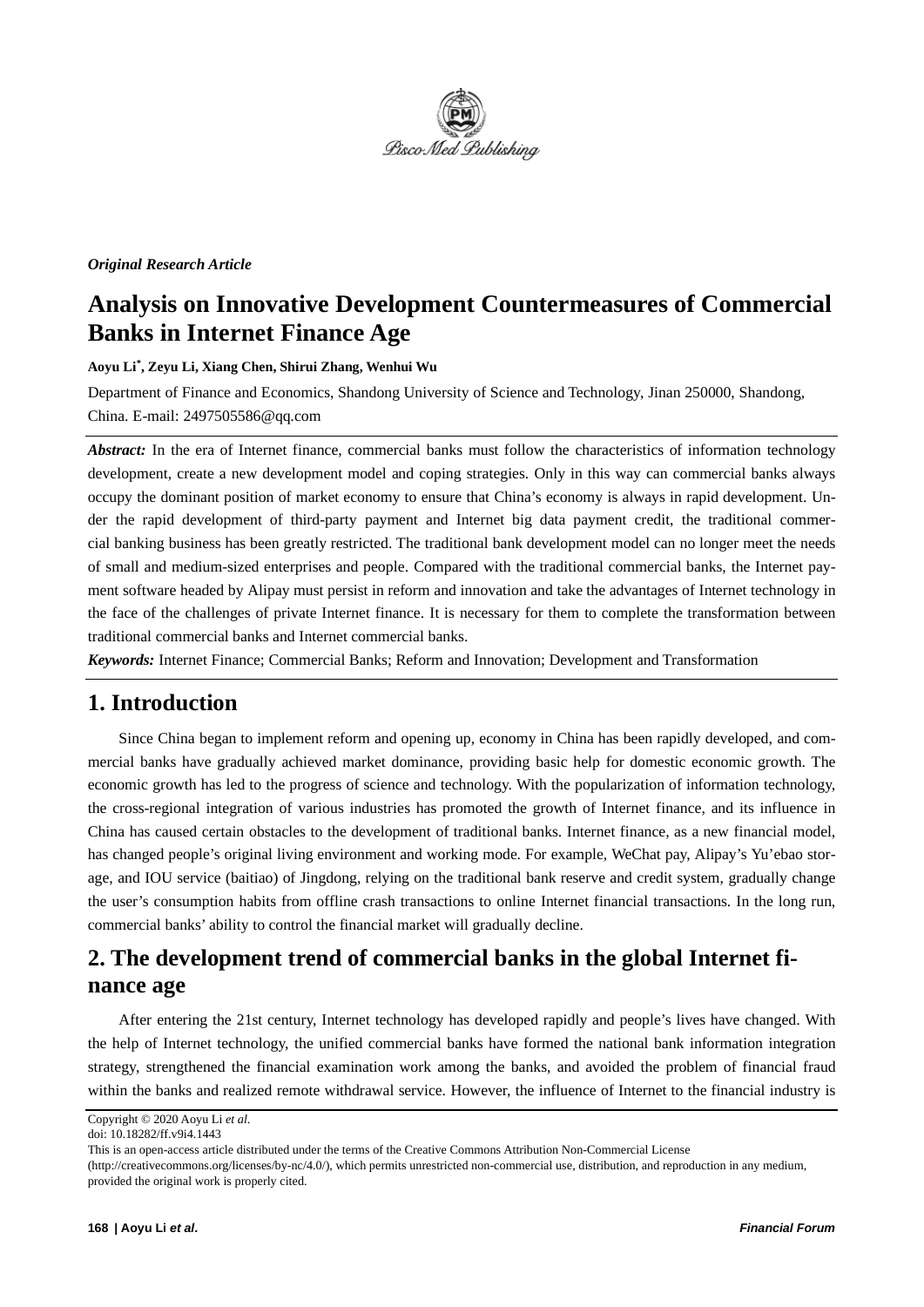*Original Research Article*

# Analysis on Innovative Development Countermeasures of Commercial Banks in Internet Finance Age

**Aoyu Li*, Zeyu Li, Xiang Chen, Shirui Zhang, Wenhui Wu**

Department of Finance and Economics, Shandong University of Science and Technology, Jinan 250000, Shandong, China. E-mail: 2497505586@qq.com

***Abstract:*** In the era of Internet finance, commercial banks must follow the characteristics of information technology development, create a new development model and coping strategies. Only in this way can commercial banks always occupy the dominant position of market economy to ensure that China's economy is always in rapid development. Under the rapid development of third-party payment and Internet big data payment credit, the traditional commercial banking business has been greatly restricted. The traditional bank development model can no longer meet the needs of small and medium-sized enterprises and people. Compared with the traditional commercial banks, the Internet payment software headed by Alipay must persist in reform and innovation and take the advantages of Internet technology in the face of the challenges of private Internet finance. It is necessary for them to complete the transformation between traditional commercial banks and Internet commercial banks.

***Keywords:*** Internet Finance; Commercial Banks; Reform and Innovation; Development and Transformation

## 1. Introduction

Since China began to implement reform and opening up, economy in China has been rapidly developed, and commercial banks have gradually achieved market dominance, providing basic help for domestic economic growth. The economic growth has led to the progress of science and technology. With the popularization of information technology, the cross-regional integration of various industries has promoted the growth of Internet finance, and its influence in China has caused certain obstacles to the development of traditional banks. Internet finance, as a new financial model, has changed people's original living environment and working mode. For example, WeChat pay, Alipay's Yu'ebao storage, and IOU service (baitiao) of Jingdong, relying on the traditional bank reserve and credit system, gradually change the user's consumption habits from offline crash transactions to online Internet financial transactions. In the long run, commercial banks' ability to control the financial market will gradually decline.

## 2. The development trend of commercial banks in the global Internet finance age

After entering the 21st century, Internet technology has developed rapidly and people's lives have changed. With the help of Internet technology, the unified commercial banks have formed the national bank information integration strategy, strengthened the financial examination work among the banks, and avoided the problem of financial fraud within the banks and realized remote withdrawal service. However, the influence of Internet to the financial industry is

Copyright © 2020 Aoyu Li *et al.*
doi: 10.18282/ff.v9i4.1443
This is an open-access article distributed under the terms of the Creative Commons Attribution Non-Commercial License (http://creativecommons.org/licenses/by-nc/4.0/), which permits unrestricted non-commercial use, distribution, and reproduction in any medium, provided the original work is properly cited.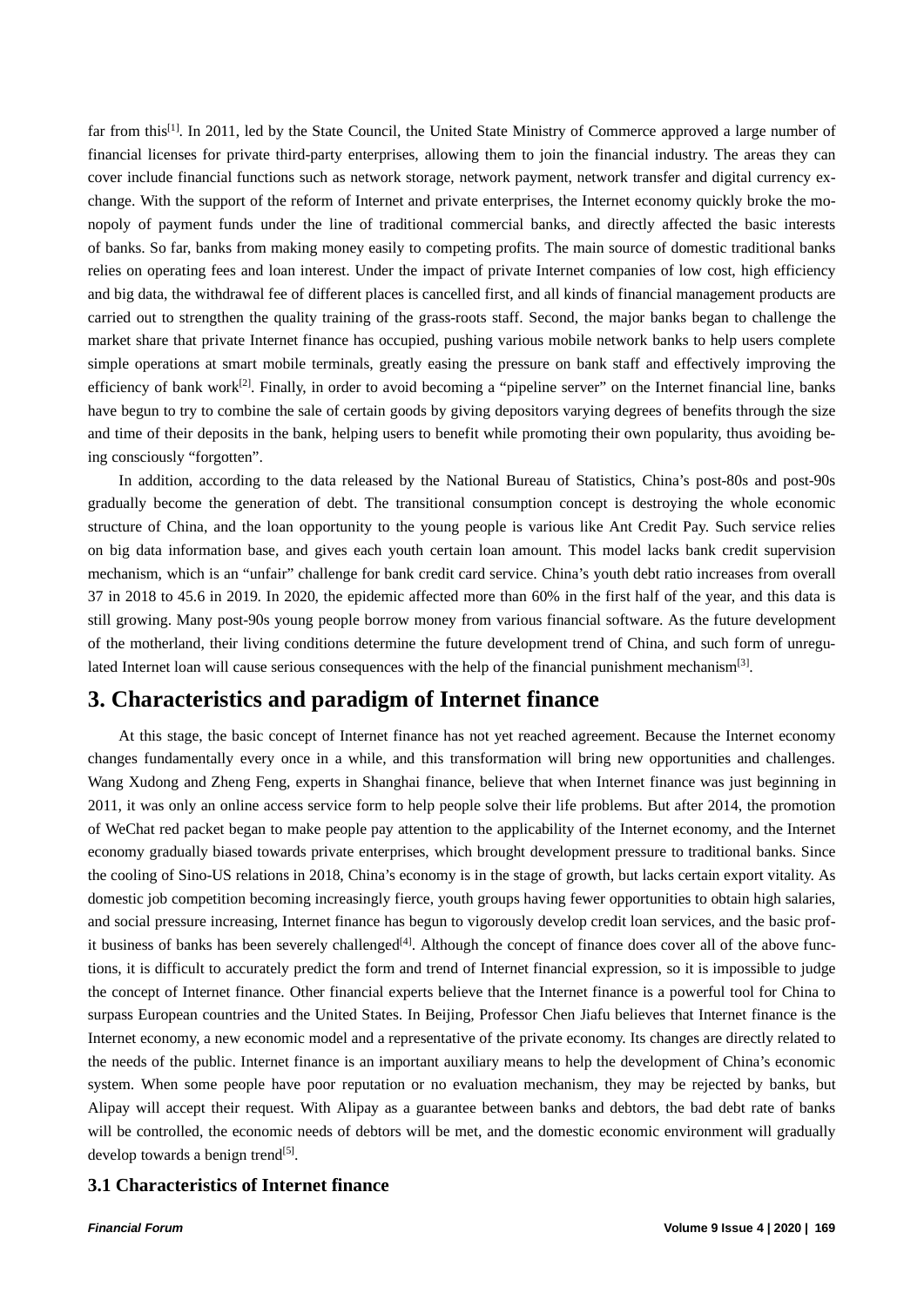far from this[1]. In 2011, led by the State Council, the United State Ministry of Commerce approved a large number of financial licenses for private third-party enterprises, allowing them to join the financial industry. The areas they can cover include financial functions such as network storage, network payment, network transfer and digital currency exchange. With the support of the reform of Internet and private enterprises, the Internet economy quickly broke the monopoly of payment funds under the line of traditional commercial banks, and directly affected the basic interests of banks. So far, banks from making money easily to competing profits. The main source of domestic traditional banks relies on operating fees and loan interest. Under the impact of private Internet companies of low cost, high efficiency and big data, the withdrawal fee of different places is cancelled first, and all kinds of financial management products are carried out to strengthen the quality training of the grass-roots staff. Second, the major banks began to challenge the market share that private Internet finance has occupied, pushing various mobile network banks to help users complete simple operations at smart mobile terminals, greatly easing the pressure on bank staff and effectively improving the efficiency of bank work[2]. Finally, in order to avoid becoming a "pipeline server" on the Internet financial line, banks have begun to try to combine the sale of certain goods by giving depositors varying degrees of benefits through the size and time of their deposits in the bank, helping users to benefit while promoting their own popularity, thus avoiding being consciously "forgotten".

In addition, according to the data released by the National Bureau of Statistics, China's post-80s and post-90s gradually become the generation of debt. The transitional consumption concept is destroying the whole economic structure of China, and the loan opportunity to the young people is various like Ant Credit Pay. Such service relies on big data information base, and gives each youth certain loan amount. This model lacks bank credit supervision mechanism, which is an "unfair" challenge for bank credit card service. China's youth debt ratio increases from overall 37 in 2018 to 45.6 in 2019. In 2020, the epidemic affected more than 60% in the first half of the year, and this data is still growing. Many post-90s young people borrow money from various financial software. As the future development of the motherland, their living conditions determine the future development trend of China, and such form of unregulated Internet loan will cause serious consequences with the help of the financial punishment mechanism[3].

## 3. Characteristics and paradigm of Internet finance

At this stage, the basic concept of Internet finance has not yet reached agreement. Because the Internet economy changes fundamentally every once in a while, and this transformation will bring new opportunities and challenges. Wang Xudong and Zheng Feng, experts in Shanghai finance, believe that when Internet finance was just beginning in 2011, it was only an online access service form to help people solve their life problems. But after 2014, the promotion of WeChat red packet began to make people pay attention to the applicability of the Internet economy, and the Internet economy gradually biased towards private enterprises, which brought development pressure to traditional banks. Since the cooling of Sino-US relations in 2018, China's economy is in the stage of growth, but lacks certain export vitality. As domestic job competition becoming increasingly fierce, youth groups having fewer opportunities to obtain high salaries, and social pressure increasing, Internet finance has begun to vigorously develop credit loan services, and the basic profit business of banks has been severely challenged[4]. Although the concept of finance does cover all of the above functions, it is difficult to accurately predict the form and trend of Internet financial expression, so it is impossible to judge the concept of Internet finance. Other financial experts believe that the Internet finance is a powerful tool for China to surpass European countries and the United States. In Beijing, Professor Chen Jiafu believes that Internet finance is the Internet economy, a new economic model and a representative of the private economy. Its changes are directly related to the needs of the public. Internet finance is an important auxiliary means to help the development of China's economic system. When some people have poor reputation or no evaluation mechanism, they may be rejected by banks, but Alipay will accept their request. With Alipay as a guarantee between banks and debtors, the bad debt rate of banks will be controlled, the economic needs of debtors will be met, and the domestic economic environment will gradually develop towards a benign trend[5].

### 3.1 Characteristics of Internet finance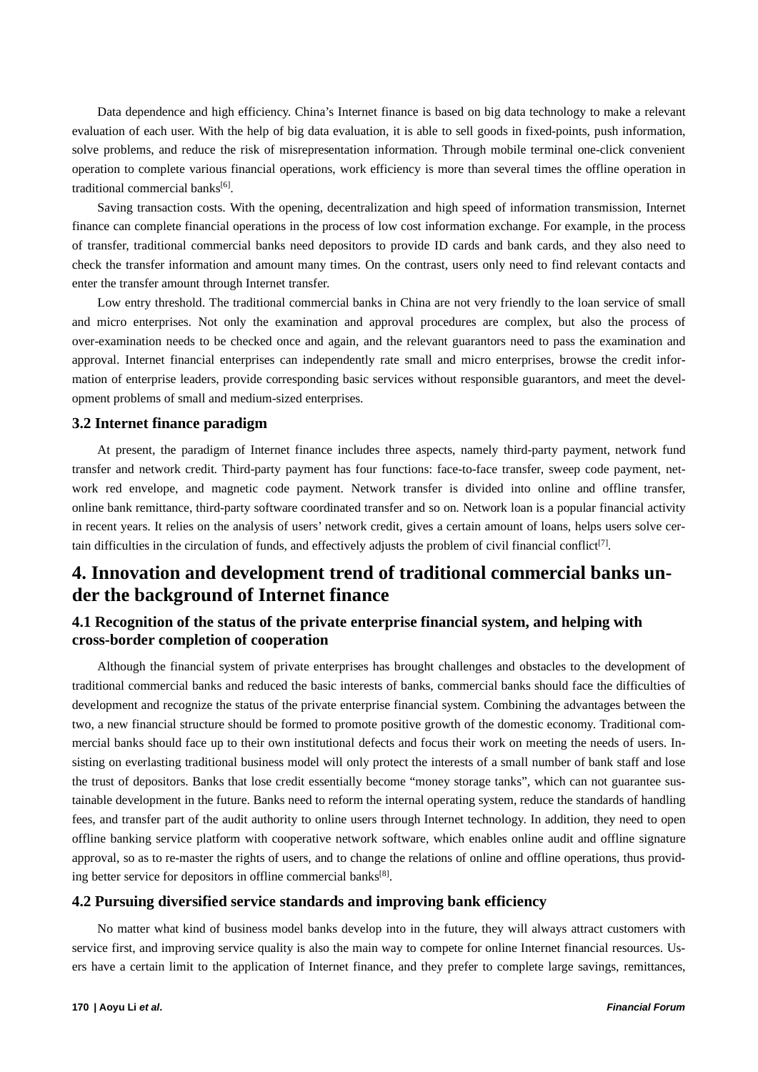Data dependence and high efficiency. China's Internet finance is based on big data technology to make a relevant evaluation of each user. With the help of big data evaluation, it is able to sell goods in fixed-points, push information, solve problems, and reduce the risk of misrepresentation information. Through mobile terminal one-click convenient operation to complete various financial operations, work efficiency is more than several times the offline operation in traditional commercial banks[6].

Saving transaction costs. With the opening, decentralization and high speed of information transmission, Internet finance can complete financial operations in the process of low cost information exchange. For example, in the process of transfer, traditional commercial banks need depositors to provide ID cards and bank cards, and they also need to check the transfer information and amount many times. On the contrast, users only need to find relevant contacts and enter the transfer amount through Internet transfer.

Low entry threshold. The traditional commercial banks in China are not very friendly to the loan service of small and micro enterprises. Not only the examination and approval procedures are complex, but also the process of over-examination needs to be checked once and again, and the relevant guarantors need to pass the examination and approval. Internet financial enterprises can independently rate small and micro enterprises, browse the credit information of enterprise leaders, provide corresponding basic services without responsible guarantors, and meet the development problems of small and medium-sized enterprises.

### 3.2 Internet finance paradigm

At present, the paradigm of Internet finance includes three aspects, namely third-party payment, network fund transfer and network credit. Third-party payment has four functions: face-to-face transfer, sweep code payment, network red envelope, and magnetic code payment. Network transfer is divided into online and offline transfer, online bank remittance, third-party software coordinated transfer and so on. Network loan is a popular financial activity in recent years. It relies on the analysis of users' network credit, gives a certain amount of loans, helps users solve certain difficulties in the circulation of funds, and effectively adjusts the problem of civil financial conflict[7].

## 4. Innovation and development trend of traditional commercial banks under the background of Internet finance

### 4.1 Recognition of the status of the private enterprise financial system, and helping with cross-border completion of cooperation

Although the financial system of private enterprises has brought challenges and obstacles to the development of traditional commercial banks and reduced the basic interests of banks, commercial banks should face the difficulties of development and recognize the status of the private enterprise financial system. Combining the advantages between the two, a new financial structure should be formed to promote positive growth of the domestic economy. Traditional commercial banks should face up to their own institutional defects and focus their work on meeting the needs of users. Insisting on everlasting traditional business model will only protect the interests of a small number of bank staff and lose the trust of depositors. Banks that lose credit essentially become "money storage tanks", which can not guarantee sustainable development in the future. Banks need to reform the internal operating system, reduce the standards of handling fees, and transfer part of the audit authority to online users through Internet technology. In addition, they need to open offline banking service platform with cooperative network software, which enables online audit and offline signature approval, so as to re-master the rights of users, and to change the relations of online and offline operations, thus providing better service for depositors in offline commercial banks[8].

### 4.2 Pursuing diversified service standards and improving bank efficiency

No matter what kind of business model banks develop into in the future, they will always attract customers with service first, and improving service quality is also the main way to compete for online Internet financial resources. Users have a certain limit to the application of Internet finance, and they prefer to complete large savings, remittances,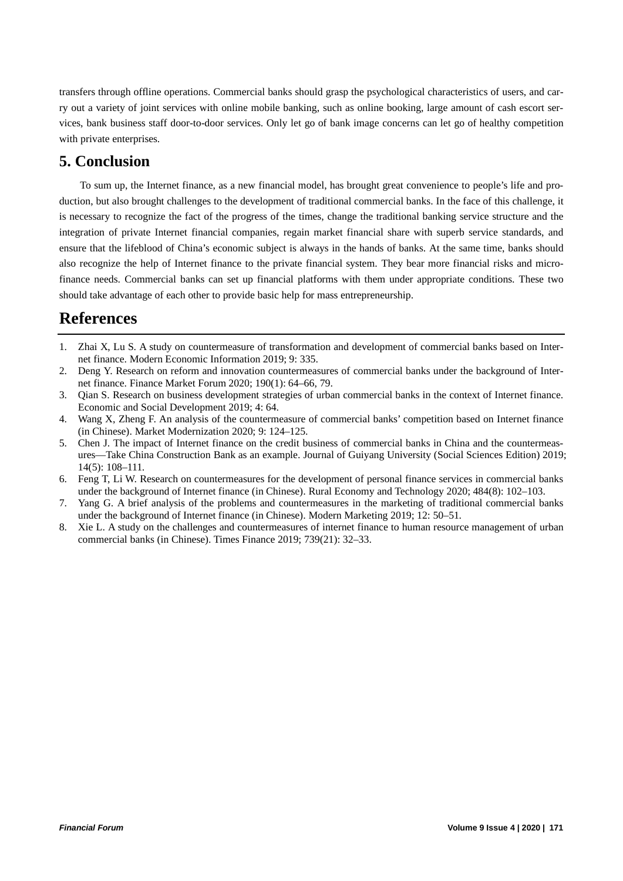transfers through offline operations. Commercial banks should grasp the psychological characteristics of users, and carry out a variety of joint services with online mobile banking, such as online booking, large amount of cash escort services, bank business staff door-to-door services. Only let go of bank image concerns can let go of healthy competition with private enterprises.

## 5. Conclusion

To sum up, the Internet finance, as a new financial model, has brought great convenience to people's life and production, but also brought challenges to the development of traditional commercial banks. In the face of this challenge, it is necessary to recognize the fact of the progress of the times, change the traditional banking service structure and the integration of private Internet financial companies, regain market financial share with superb service standards, and ensure that the lifeblood of China's economic subject is always in the hands of banks. At the same time, banks should also recognize the help of Internet finance to the private financial system. They bear more financial risks and microfinance needs. Commercial banks can set up financial platforms with them under appropriate conditions. These two should take advantage of each other to provide basic help for mass entrepreneurship.

## References

1. Zhai X, Lu S. A study on countermeasure of transformation and development of commercial banks based on Internet finance. Modern Economic Information 2019; 9: 335.
2. Deng Y. Research on reform and innovation countermeasures of commercial banks under the background of Internet finance. Finance Market Forum 2020; 190(1): 64–66, 79.
3. Qian S. Research on business development strategies of urban commercial banks in the context of Internet finance. Economic and Social Development 2019; 4: 64.
4. Wang X, Zheng F. An analysis of the countermeasure of commercial banks' competition based on Internet finance (in Chinese). Market Modernization 2020; 9: 124–125.
5. Chen J. The impact of Internet finance on the credit business of commercial banks in China and the countermeasures—Take China Construction Bank as an example. Journal of Guiyang University (Social Sciences Edition) 2019; 14(5): 108–111.
6. Feng T, Li W. Research on countermeasures for the development of personal finance services in commercial banks under the background of Internet finance (in Chinese). Rural Economy and Technology 2020; 484(8): 102–103.
7. Yang G. A brief analysis of the problems and countermeasures in the marketing of traditional commercial banks under the background of Internet finance (in Chinese). Modern Marketing 2019; 12: 50–51.
8. Xie L. A study on the challenges and countermeasures of internet finance to human resource management of urban commercial banks (in Chinese). Times Finance 2019; 739(21): 32–33.